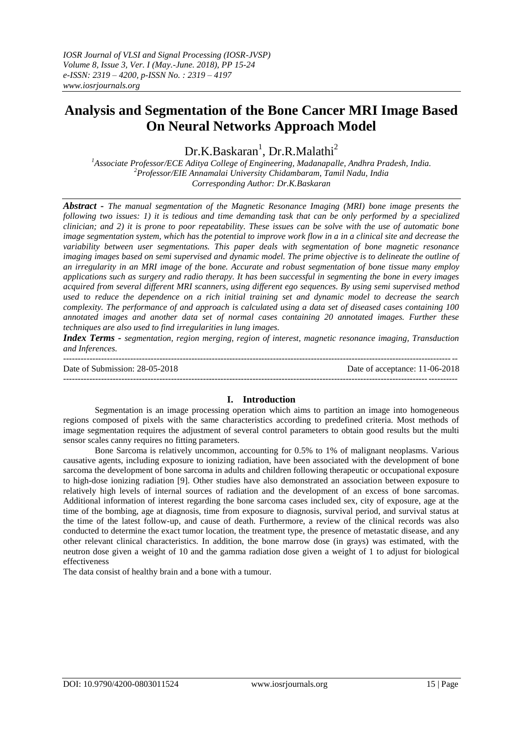# Analysis and Segmentation of the Bone Cancer MRI Image Based On Neural Networks Approach Model

Dr.K.Baskaran[1], Dr.R.Malathi[2]

[1]Associate Professor/ECE Aditya College of Engineering, Madanapalle, Andhra Pradesh, India.
[2]Professor/EIE Annamalai University Chidambaram, Tamil Nadu, India
Corresponding Author: Dr.K.Baskaran

***Abstract -*** *The manual segmentation of the Magnetic Resonance Imaging (MRI) bone image presents the following two issues: 1) it is tedious and time demanding task that can be only performed by a specialized clinician; and 2) it is prone to poor repeatability. These issues can be solve with the use of automatic bone image segmentation system, which has the potential to improve work flow in a in a clinical site and decrease the variability between user segmentations. This paper deals with segmentation of bone magnetic resonance imaging images based on semi supervised and dynamic model. The prime objective is to delineate the outline of an irregularity in an MRI image of the bone. Accurate and robust segmentation of bone tissue many employ applications such as surgery and radio therapy. It has been successful in segmenting the bone in every images acquired from several different MRI scanners, using different ego sequences. By using semi supervised method used to reduce the dependence on a rich initial training set and dynamic model to decrease the search complexity. The performance of and approach is calculated using a data set of diseased cases containing 100 annotated images and another data set of normal cases containing 20 annotated images. Further these techniques are also used to find irregularities in lung images.*

***Index Terms -*** *segmentation, region merging, region of interest, magnetic resonance imaging, Transduction and Inferences.*

---

Date of Submission: 28-05-2018 Date of acceptance: 11-06-2018

---

## I. Introduction

Segmentation is an image processing operation which aims to partition an image into homogeneous regions composed of pixels with the same characteristics according to predefined criteria. Most methods of image segmentation requires the adjustment of several control parameters to obtain good results but the multi sensor scales canny requires no fitting parameters.

Bone Sarcoma is relatively uncommon, accounting for 0.5% to 1% of malignant neoplasms. Various causative agents, including exposure to ionizing radiation, have been associated with the development of bone sarcoma the development of bone sarcoma in adults and children following therapeutic or occupational exposure to high-dose ionizing radiation [9]. Other studies have also demonstrated an association between exposure to relatively high levels of internal sources of radiation and the development of an excess of bone sarcomas. Additional information of interest regarding the bone sarcoma cases included sex, city of exposure, age at the time of the bombing, age at diagnosis, time from exposure to diagnosis, survival period, and survival status at the time of the latest follow-up, and cause of death. Furthermore, a review of the clinical records was also conducted to determine the exact tumor location, the treatment type, the presence of metastatic disease, and any other relevant clinical characteristics. In addition, the bone marrow dose (in grays) was estimated, with the neutron dose given a weight of 10 and the gamma radiation dose given a weight of 1 to adjust for biological effectiveness

The data consist of healthy brain and a bone with a tumour.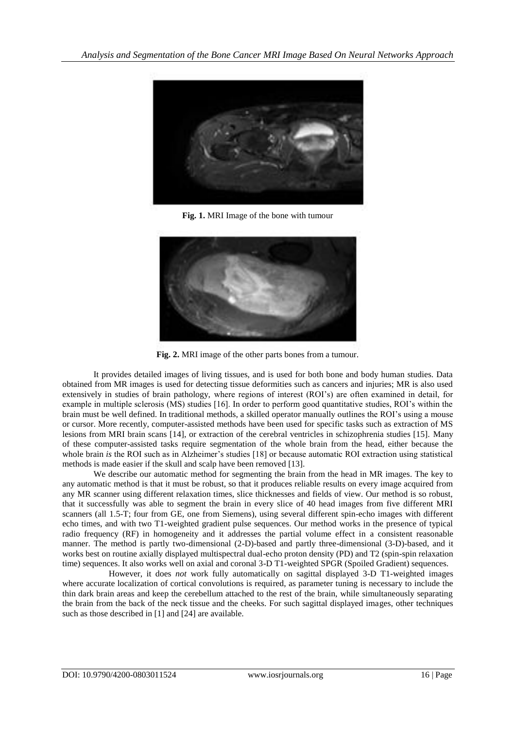**Fig. 1.** MRI Image of the bone with tumour

**Fig. 2.** MRI image of the other parts bones from a tumour.

It provides detailed images of living tissues, and is used for both bone and body human studies. Data obtained from MR images is used for detecting tissue deformities such as cancers and injuries; MR is also used extensively in studies of brain pathology, where regions of interest (ROI's) are often examined in detail, for example in multiple sclerosis (MS) studies [16]. In order to perform good quantitative studies, ROI's within the brain must be well defined. In traditional methods, a skilled operator manually outlines the ROI's using a mouse or cursor. More recently, computer-assisted methods have been used for specific tasks such as extraction of MS lesions from MRI brain scans [14], or extraction of the cerebral ventricles in schizophrenia studies [15]. Many of these computer-assisted tasks require segmentation of the whole brain from the head, either because the whole brain *is* the ROI such as in Alzheimer's studies [18] or because automatic ROI extraction using statistical methods is made easier if the skull and scalp have been removed [13].

We describe our automatic method for segmenting the brain from the head in MR images. The key to any automatic method is that it must be robust, so that it produces reliable results on every image acquired from any MR scanner using different relaxation times, slice thicknesses and fields of view. Our method is so robust, that it successfully was able to segment the brain in every slice of 40 head images from five different MRI scanners (all 1.5-T; four from GE, one from Siemens), using several different spin-echo images with different echo times, and with two T1-weighted gradient pulse sequences. Our method works in the presence of typical radio frequency (RF) in homogeneity and it addresses the partial volume effect in a consistent reasonable manner. The method is partly two-dimensional (2-D)-based and partly three-dimensional (3-D)-based, and it works best on routine axially displayed multispectral dual-echo proton density (PD) and T2 (spin-spin relaxation time) sequences. It also works well on axial and coronal 3-D T1-weighted SPGR (Spoiled Gradient) sequences.

However, it does *not* work fully automatically on sagittal displayed 3-D T1-weighted images where accurate localization of cortical convolutions is required, as parameter tuning is necessary to include the thin dark brain areas and keep the cerebellum attached to the rest of the brain, while simultaneously separating the brain from the back of the neck tissue and the cheeks. For such sagittal displayed images, other techniques such as those described in [1] and [24] are available.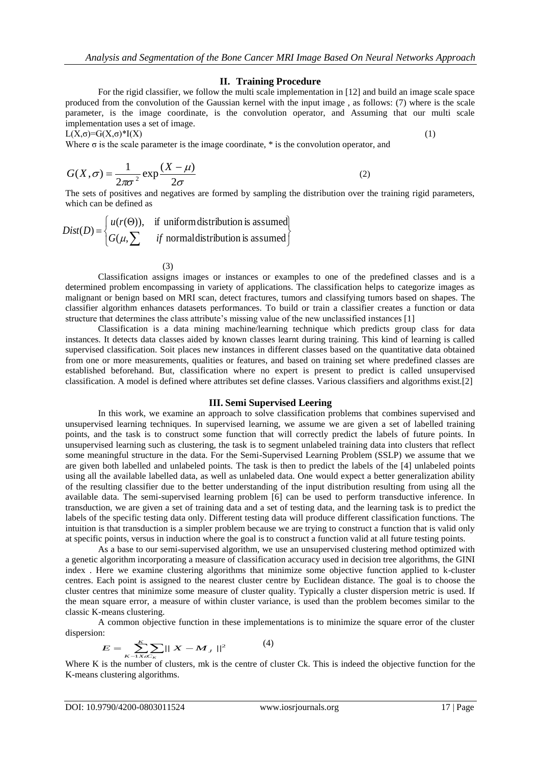## II. Training Procedure

For the rigid classifier, we follow the multi scale implementation in [12] and build an image scale space produced from the convolution of the Gaussian kernel with the input image , as follows: (7) where is the scale parameter, is the image coordinate, is the convolution operator, and Assuming that our multi scale implementation uses a set of image.

$$L(X,\sigma)=G(X,\sigma)*I(X) \tag{1}$$

Where σ is the scale parameter is the image coordinate, * is the convolution operator, and

$$G(X,\sigma)=\frac{1}{2\pi\sigma^2}\exp\frac{(X-\mu)}{2\sigma} \tag{2}$$

The sets of positives and negatives are formed by sampling the distribution over the training rigid parameters, which can be defined as

$$Dist(D)=\begin{cases} u(r(\Theta)), & \text{if uniform distribution is assumed} \\ G(\mu,\sum & \textit{if } \text{normal distribution is assumed} \end{cases} \tag{3}$$

Classification assigns images or instances or examples to one of the predefined classes and is a determined problem encompassing in variety of applications. The classification helps to categorize images as malignant or benign based on MRI scan, detect fractures, tumors and classifying tumors based on shapes. The classifier algorithm enhances datasets performances. To build or train a classifier creates a function or data structure that determines the class attribute's missing value of the new unclassified instances [1]

Classification is a data mining machine/learning technique which predicts group class for data instances. It detects data classes aided by known classes learnt during training. This kind of learning is called supervised classification. Soit places new instances in different classes based on the quantitative data obtained from one or more measurements, qualities or features, and based on training set where predefined classes are established beforehand. But, classification where no expert is present to predict is called unsupervised classification. A model is defined where attributes set define classes. Various classifiers and algorithms exist.[2]

## III. Semi Supervised Leering

In this work, we examine an approach to solve classification problems that combines supervised and unsupervised learning techniques. In supervised learning, we assume we are given a set of labelled training points, and the task is to construct some function that will correctly predict the labels of future points. In unsupervised learning such as clustering, the task is to segment unlabeled training data into clusters that reflect some meaningful structure in the data. For the Semi-Supervised Learning Problem (SSLP) we assume that we are given both labelled and unlabeled points. The task is then to predict the labels of the [4] unlabeled points using all the available labelled data, as well as unlabeled data. One would expect a better generalization ability of the resulting classifier due to the better understanding of the input distribution resulting from using all the available data. The semi-supervised learning problem [6] can be used to perform transductive inference. In transduction, we are given a set of training data and a set of testing data, and the learning task is to predict the labels of the specific testing data only. Different testing data will produce different classification functions. The intuition is that transduction is a simpler problem because we are trying to construct a function that is valid only at specific points, versus in induction where the goal is to construct a function valid at all future testing points.

As a base to our semi-supervised algorithm, we use an unsupervised clustering method optimized with a genetic algorithm incorporating a measure of classification accuracy used in decision tree algorithms, the GINI index . Here we examine clustering algorithms that minimize some objective function applied to k-cluster centres. Each point is assigned to the nearest cluster centre by Euclidean distance. The goal is to choose the cluster centres that minimize some measure of cluster quality. Typically a cluster dispersion metric is used. If the mean square error, a measure of within cluster variance, is used than the problem becomes similar to the classic K-means clustering.

A common objective function in these implementations is to minimize the square error of the cluster dispersion:

$$E=\sum_{K-1}^{K}\sum_{X\epsilon C_K}||X-M_J||^2 \tag{4}$$

Where K is the number of clusters, mk is the centre of cluster Ck. This is indeed the objective function for the K-means clustering algorithms.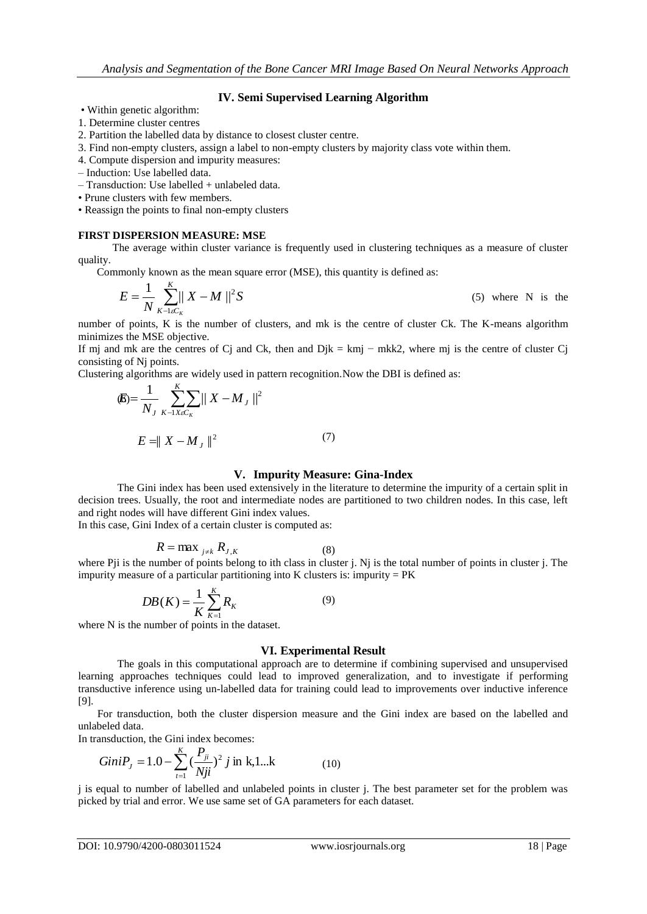## IV. Semi Supervised Learning Algorithm

- Within genetic algorithm:

1. Determine cluster centres
2. Partition the labelled data by distance to closest cluster centre.
3. Find non-empty clusters, assign a label to non-empty clusters by majority class vote within them.
4. Compute dispersion and impurity measures:

– Induction: Use labelled data.

– Transduction: Use labelled + unlabeled data.

- Prune clusters with few members.
- Reassign the points to final non-empty clusters

**FIRST DISPERSION MEASURE: MSE**

The average within cluster variance is frequently used in clustering techniques as a measure of cluster quality.

Commonly known as the mean square error (MSE), this quantity is defined as:

$$E = \frac{1}{N} \sum_{K-1 \varepsilon C_K}^{K} \| X - M \|^2 S \quad (5)$$

where N is the number of points, K is the number of clusters, and mk is the centre of cluster Ck. The K-means algorithm minimizes the MSE objective.

If mj and mk are the centres of Cj and Ck, then and Djk = kmj − mkk2, where mj is the centre of cluster Cj consisting of Nj points.

Clustering algorithms are widely used in pattern recognition.Now the DBI is defined as:

$$(6) = \frac{1}{N_J} \sum_{K-1}^{K} \sum_{X \varepsilon C_K} \| X - M_J \|^2$$

$$E = \| X - M_J \|^2 \quad (7)$$

## V. Impurity Measure: Gina-Index

The Gini index has been used extensively in the literature to determine the impurity of a certain split in decision trees. Usually, the root and intermediate nodes are partitioned to two children nodes. In this case, left and right nodes will have different Gini index values.

In this case, Gini Index of a certain cluster is computed as:

$$R = \max_{j \neq k} R_{J,K} \quad (8)$$

where Pji is the number of points belong to ith class in cluster j. Nj is the total number of points in cluster j. The impurity measure of a particular partitioning into K clusters is: impurity = PK

$$DB(K) = \frac{1}{K} \sum_{K=1}^{K} R_K \quad (9)$$

where N is the number of points in the dataset.

## VI. Experimental Result

The goals in this computational approach are to determine if combining supervised and unsupervised learning approaches techniques could lead to improved generalization, and to investigate if performing transductive inference using un-labelled data for training could lead to improvements over inductive inference [9].

For transduction, both the cluster dispersion measure and the Gini index are based on the labelled and unlabeled data.

In transduction, the Gini index becomes:

$$GiniP_J = 1.0 - \sum_{t=1}^{K} \left(\frac{P_{ji}}{Nji}\right)^2 j \text{ in k,1...k} \quad (10)$$

j is equal to number of labelled and unlabeled points in cluster j. The best parameter set for the problem was picked by trial and error. We use same set of GA parameters for each dataset.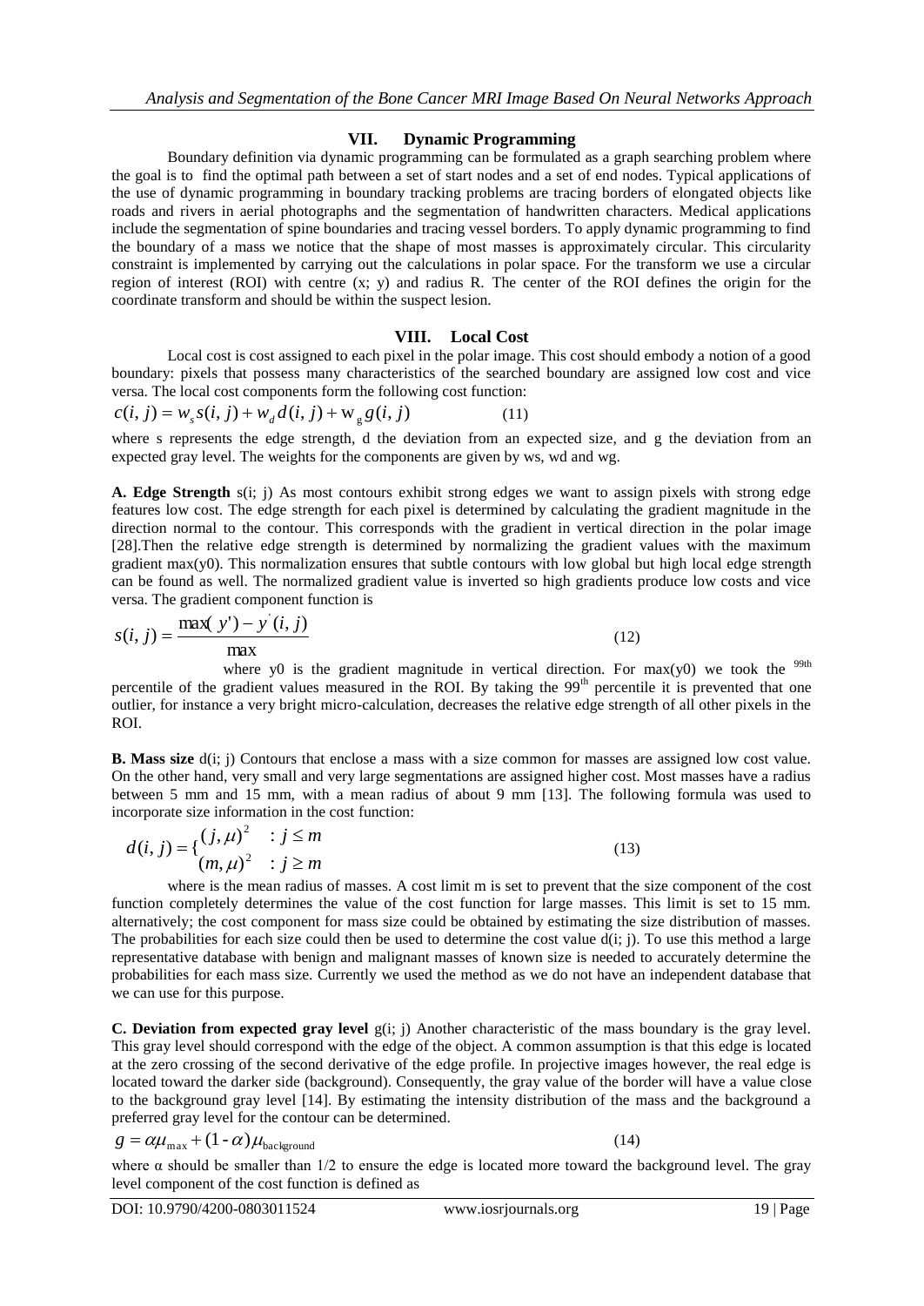## VII. Dynamic Programming

Boundary definition via dynamic programming can be formulated as a graph searching problem where the goal is to find the optimal path between a set of start nodes and a set of end nodes. Typical applications of the use of dynamic programming in boundary tracking problems are tracing borders of elongated objects like roads and rivers in aerial photographs and the segmentation of handwritten characters. Medical applications include the segmentation of spine boundaries and tracing vessel borders. To apply dynamic programming to find the boundary of a mass we notice that the shape of most masses is approximately circular. This circularity constraint is implemented by carrying out the calculations in polar space. For the transform we use a circular region of interest (ROI) with centre (x; y) and radius R. The center of the ROI defines the origin for the coordinate transform and should be within the suspect lesion.

## VIII. Local Cost

Local cost is cost assigned to each pixel in the polar image. This cost should embody a notion of a good boundary: pixels that possess many characteristics of the searched boundary are assigned low cost and vice versa. The local cost components form the following cost function:

$$c(i,j) = w_s s(i,j) + w_d d(i,j) + w_g g(i,j) \qquad (11)$$

where s represents the edge strength, d the deviation from an expected size, and g the deviation from an expected gray level. The weights for the components are given by ws, wd and wg.

**A. Edge Strength** s(i; j) As most contours exhibit strong edges we want to assign pixels with strong edge features low cost. The edge strength for each pixel is determined by calculating the gradient magnitude in the direction normal to the contour. This corresponds with the gradient in vertical direction in the polar image [28].Then the relative edge strength is determined by normalizing the gradient values with the maximum gradient max(y0). This normalization ensures that subtle contours with low global but high local edge strength can be found as well. The normalized gradient value is inverted so high gradients produce low costs and vice versa. The gradient component function is

$$s(i,j) = \frac{\max(y') - y'(i,j)}{\max} \qquad (12)$$

where y0 is the gradient magnitude in vertical direction. For max(y0) we took the 99th percentile of the gradient values measured in the ROI. By taking the 99th percentile it is prevented that one outlier, for instance a very bright micro-calculation, decreases the relative edge strength of all other pixels in the ROI.

**B. Mass size** d(i; j) Contours that enclose a mass with a size common for masses are assigned low cost value. On the other hand, very small and very large segmentations are assigned higher cost. Most masses have a radius between 5 mm and 15 mm, with a mean radius of about 9 mm [13]. The following formula was used to incorporate size information in the cost function:

$$d(i,j) = \begin{cases} (j,\mu)^2 & : j \le m \\ (m,\mu)^2 & : j \ge m \end{cases} \qquad (13)$$

where is the mean radius of masses. A cost limit m is set to prevent that the size component of the cost function completely determines the value of the cost function for large masses. This limit is set to 15 mm. alternatively; the cost component for mass size could be obtained by estimating the size distribution of masses. The probabilities for each size could then be used to determine the cost value d(i; j). To use this method a large representative database with benign and malignant masses of known size is needed to accurately determine the probabilities for each mass size. Currently we used the method as we do not have an independent database that we can use for this purpose.

**C. Deviation from expected gray level** g(i; j) Another characteristic of the mass boundary is the gray level. This gray level should correspond with the edge of the object. A common assumption is that this edge is located at the zero crossing of the second derivative of the edge profile. In projective images however, the real edge is located toward the darker side (background). Consequently, the gray value of the border will have a value close to the background gray level [14]. By estimating the intensity distribution of the mass and the background a preferred gray level for the contour can be determined.

$$g = \alpha\mu_{\max} + (1-\alpha)\mu_{\text{background}} \qquad (14)$$

where α should be smaller than 1/2 to ensure the edge is located more toward the background level. The gray level component of the cost function is defined as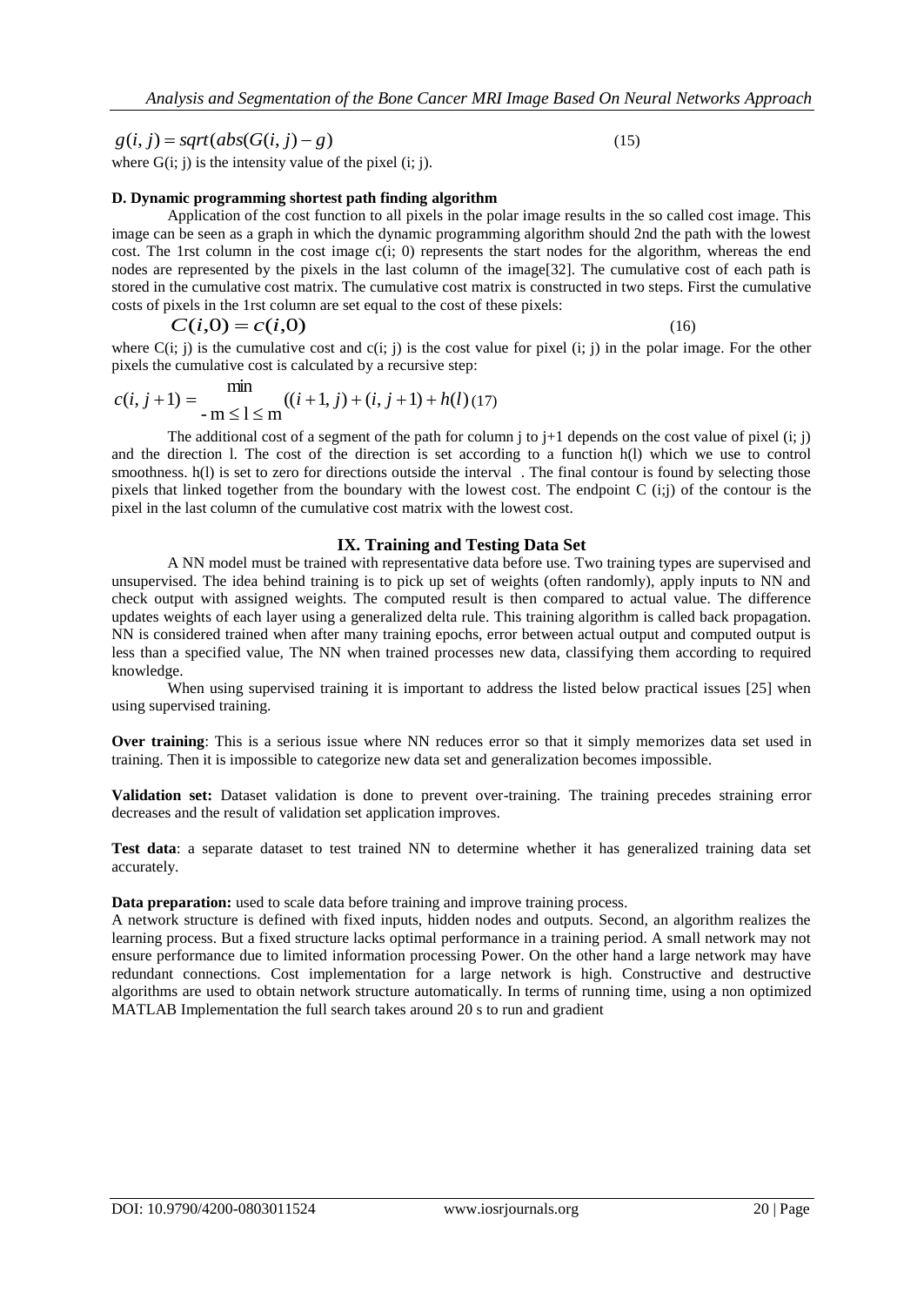$$g(i,j) = sqrt(abs(G(i,j) - g) \quad (15)$$

where G(i; j) is the intensity value of the pixel (i; j).

### D. Dynamic programming shortest path finding algorithm

Application of the cost function to all pixels in the polar image results in the so called cost image. This image can be seen as a graph in which the dynamic programming algorithm should 2nd the path with the lowest cost. The 1rst column in the cost image c(i; 0) represents the start nodes for the algorithm, whereas the end nodes are represented by the pixels in the last column of the image[32]. The cumulative cost of each path is stored in the cumulative cost matrix. The cumulative cost matrix is constructed in two steps. First the cumulative costs of pixels in the 1rst column are set equal to the cost of these pixels:

$$C(i,0) = c(i,0) \quad (16)$$

where C(i; j) is the cumulative cost and c(i; j) is the cost value for pixel (i; j) in the polar image. For the other pixels the cumulative cost is calculated by a recursive step:

$$c(i, j+1) = \min_{-m \leq l \leq m} ((i+1, j) + (i, j+1) + h(l) \quad (17)$$

The additional cost of a segment of the path for column j to j+1 depends on the cost value of pixel (i; j) and the direction l. The cost of the direction is set according to a function h(l) which we use to control smoothness. h(l) is set to zero for directions outside the interval . The final contour is found by selecting those pixels that linked together from the boundary with the lowest cost. The endpoint C (i;j) of the contour is the pixel in the last column of the cumulative cost matrix with the lowest cost.

## IX. Training and Testing Data Set

A NN model must be trained with representative data before use. Two training types are supervised and unsupervised. The idea behind training is to pick up set of weights (often randomly), apply inputs to NN and check output with assigned weights. The computed result is then compared to actual value. The difference updates weights of each layer using a generalized delta rule. This training algorithm is called back propagation. NN is considered trained when after many training epochs, error between actual output and computed output is less than a specified value, The NN when trained processes new data, classifying them according to required knowledge.

When using supervised training it is important to address the listed below practical issues [25] when using supervised training.

**Over training**: This is a serious issue where NN reduces error so that it simply memorizes data set used in training. Then it is impossible to categorize new data set and generalization becomes impossible.

**Validation set:** Dataset validation is done to prevent over-training. The training precedes straining error decreases and the result of validation set application improves.

**Test data**: a separate dataset to test trained NN to determine whether it has generalized training data set accurately.

**Data preparation:** used to scale data before training and improve training process.

A network structure is defined with fixed inputs, hidden nodes and outputs. Second, an algorithm realizes the learning process. But a fixed structure lacks optimal performance in a training period. A small network may not ensure performance due to limited information processing Power. On the other hand a large network may have redundant connections. Cost implementation for a large network is high. Constructive and destructive algorithms are used to obtain network structure automatically. In terms of running time, using a non optimized MATLAB Implementation the full search takes around 20 s to run and gradient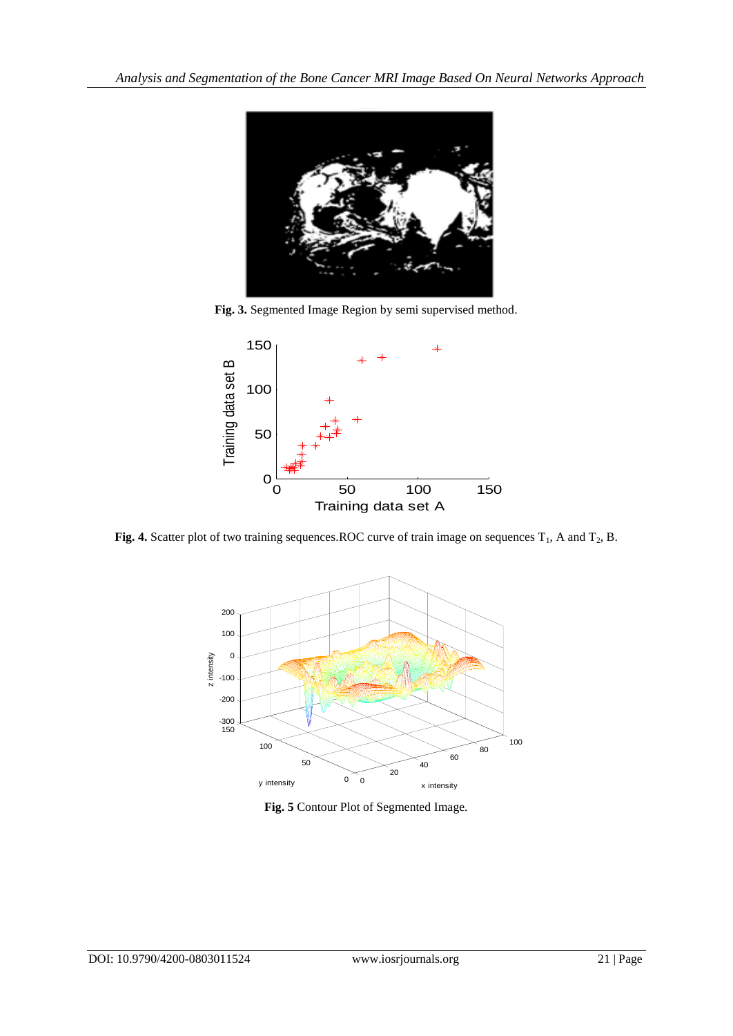**Fig. 3.** Segmented Image Region by semi supervised method.

**Fig. 4.** Scatter plot of two training sequences.ROC curve of train image on sequences $T_1$, A and $T_2$, B.

**Fig. 5** Contour Plot of Segmented Image.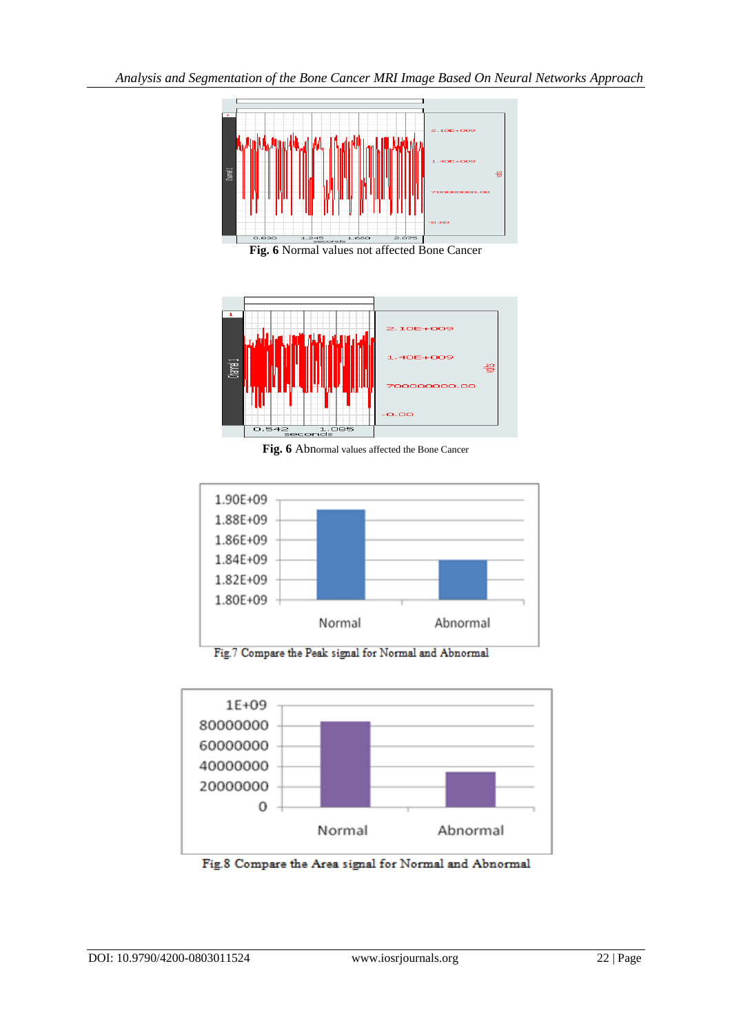**Fig. 6** Normal values not affected Bone Cancer

**Fig. 6** Abnormal values affected the Bone Cancer

Fig.7 Compare the Peak signal for Normal and Abnormal

Fig.8 Compare the Area signal for Normal and Abnormal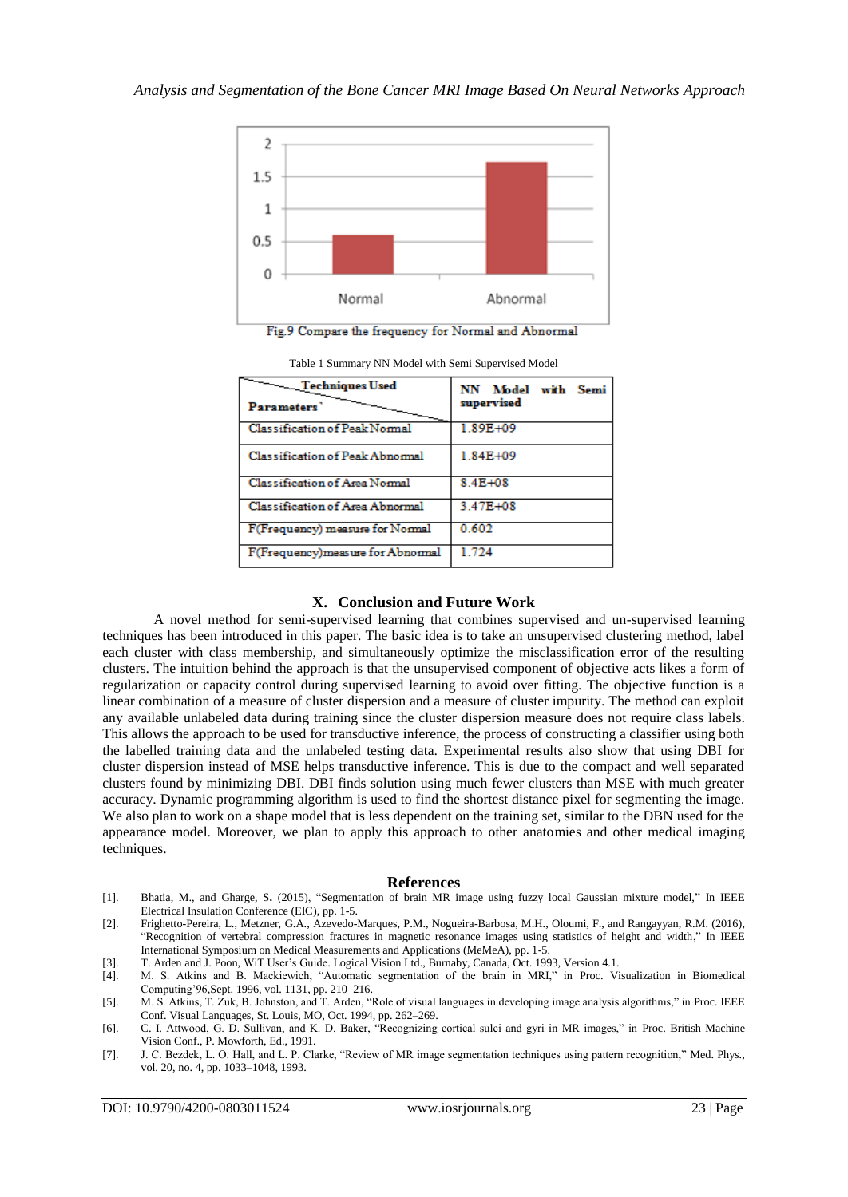Fig.9 Compare the frequency for Normal and Abnormal

Table 1 Summary NN Model with Semi Supervised Model

| Techniques Used / Parameters | NN Model with Semi supervised |
|---|---|
| Classification of Peak Normal | 1.89E+09 |
| Classification of Peak Abnormal | 1.84E+09 |
| Classification of Area Normal | 8.4E+08 |
| Classification of Area Abnormal | 3.47E+08 |
| F(Frequency) measure for Normal | 0.602 |
| F(Frequency)measure for Abnormal | 1.724 |

## X. Conclusion and Future Work

A novel method for semi-supervised learning that combines supervised and un-supervised learning techniques has been introduced in this paper. The basic idea is to take an unsupervised clustering method, label each cluster with class membership, and simultaneously optimize the misclassification error of the resulting clusters. The intuition behind the approach is that the unsupervised component of objective acts likes a form of regularization or capacity control during supervised learning to avoid over fitting. The objective function is a linear combination of a measure of cluster dispersion and a measure of cluster impurity. The method can exploit any available unlabeled data during training since the cluster dispersion measure does not require class labels. This allows the approach to be used for transductive inference, the process of constructing a classifier using both the labelled training data and the unlabeled testing data. Experimental results also show that using DBI for cluster dispersion instead of MSE helps transductive inference. This is due to the compact and well separated clusters found by minimizing DBI. DBI finds solution using much fewer clusters than MSE with much greater accuracy. Dynamic programming algorithm is used to find the shortest distance pixel for segmenting the image. We also plan to work on a shape model that is less dependent on the training set, similar to the DBN used for the appearance model. Moreover, we plan to apply this approach to other anatomies and other medical imaging techniques.

## References

[1]. Bhatia, M., and Gharge, S. (2015), "Segmentation of brain MR image using fuzzy local Gaussian mixture model," In IEEE Electrical Insulation Conference (EIC), pp. 1-5.

[2]. Frighetto-Pereira, L., Metzner, G.A., Azevedo-Marques, P.M., Nogueira-Barbosa, M.H., Oloumi, F., and Rangayyan, R.M. (2016), "Recognition of vertebral compression fractures in magnetic resonance images using statistics of height and width," In IEEE International Symposium on Medical Measurements and Applications (MeMeA), pp. 1-5.

[3]. T. Arden and J. Poon, WiT User's Guide. Logical Vision Ltd., Burnaby, Canada, Oct. 1993, Version 4.1.

[4]. M. S. Atkins and B. Mackiewich, "Automatic segmentation of the brain in MRI," in Proc. Visualization in Biomedical Computing'96,Sept. 1996, vol. 1131, pp. 210–216.

[5]. M. S. Atkins, T. Zuk, B. Johnston, and T. Arden, "Role of visual languages in developing image analysis algorithms," in Proc. IEEE Conf. Visual Languages, St. Louis, MO, Oct. 1994, pp. 262–269.

[6]. C. I. Attwood, G. D. Sullivan, and K. D. Baker, "Recognizing cortical sulci and gyri in MR images," in Proc. British Machine Vision Conf., P. Mowforth, Ed., 1991.

[7]. J. C. Bezdek, L. O. Hall, and L. P. Clarke, "Review of MR image segmentation techniques using pattern recognition," Med. Phys., vol. 20, no. 4, pp. 1033–1048, 1993.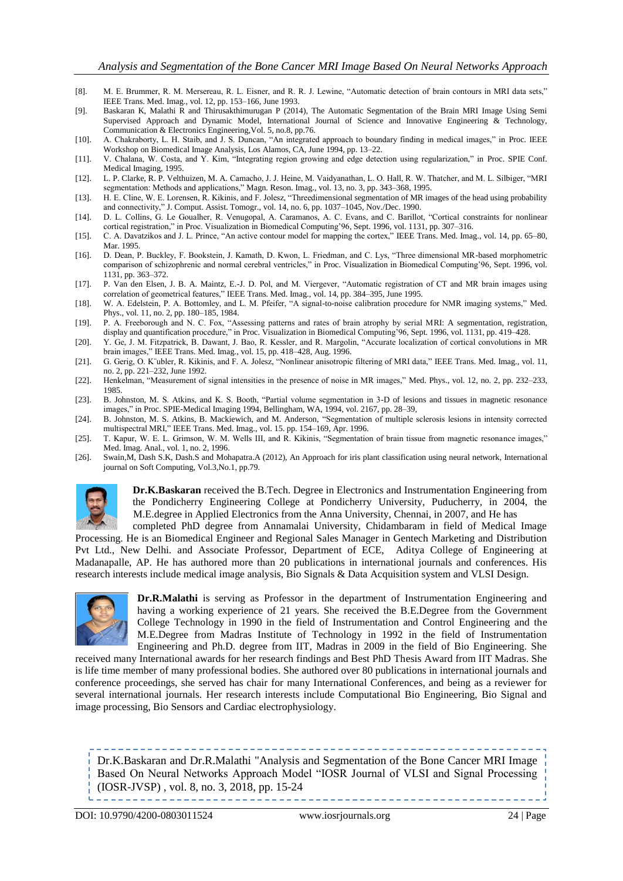[8]. M. E. Brummer, R. M. Mersereau, R. L. Eisner, and R. R. J. Lewine, "Automatic detection of brain contours in MRI data sets," IEEE Trans. Med. Imag., vol. 12, pp. 153–166, June 1993.

[9]. Baskaran K, Malathi R and Thirusakthimurugan P (2014), The Automatic Segmentation of the Brain MRI Image Using Semi Supervised Approach and Dynamic Model, International Journal of Science and Innovative Engineering & Technology, Communication & Electronics Engineering,Vol. 5, no.8, pp.76.

[10]. A. Chakraborty, L. H. Staib, and J. S. Duncan, "An integrated approach to boundary finding in medical images," in Proc. IEEE Workshop on Biomedical Image Analysis, Los Alamos, CA, June 1994, pp. 13–22.

[11]. V. Chalana, W. Costa, and Y. Kim, "Integrating region growing and edge detection using regularization," in Proc. SPIE Conf. Medical Imaging, 1995.

[12]. L. P. Clarke, R. P. Velthuizen, M. A. Camacho, J. J. Heine, M. Vaidyanathan, L. O. Hall, R. W. Thatcher, and M. L. Silbiger, "MRI segmentation: Methods and applications," Magn. Reson. Imag., vol. 13, no. 3, pp. 343–368, 1995.

[13]. H. E. Cline, W. E. Lorensen, R. Kikinis, and F. Jolesz, "Threedimensional segmentation of MR images of the head using probability and connectivity," J. Comput. Assist. Tomogr., vol. 14, no. 6, pp. 1037–1045, Nov./Dec. 1990.

[14]. D. L. Collins, G. Le Goualher, R. Venugopal, A. Caramanos, A. C. Evans, and C. Barillot, "Cortical constraints for nonlinear cortical registration," in Proc. Visualization in Biomedical Computing'96, Sept. 1996, vol. 1131, pp. 307–316.

[15]. C. A. Davatzikos and J. L. Prince, "An active contour model for mapping the cortex," IEEE Trans. Med. Imag., vol. 14, pp. 65–80, Mar. 1995.

[16]. D. Dean, P. Buckley, F. Bookstein, J. Kamath, D. Kwon, L. Friedman, and C. Lys, "Three dimensional MR-based morphometric comparison of schizophrenic and normal cerebral ventricles," in Proc. Visualization in Biomedical Computing'96, Sept. 1996, vol. 1131, pp. 363–372.

[17]. P. Van den Elsen, J. B. A. Maintz, E.-J. D. Pol, and M. Viergever, "Automatic registration of CT and MR brain images using correlation of geometrical features," IEEE Trans. Med. Imag., vol. 14, pp. 384–395, June 1995.

[18]. W. A. Edelstein, P. A. Bottomley, and L. M. Pfeifer, "A signal-to-noise calibration procedure for NMR imaging systems," Med. Phys., vol. 11, no. 2, pp. 180–185, 1984.

[19]. P. A. Freeborough and N. C. Fox, "Assessing patterns and rates of brain atrophy by serial MRI: A segmentation, registration, display and quantification procedure," in Proc. Visualization in Biomedical Computing'96, Sept. 1996, vol. 1131, pp. 419–428.

[20]. Y. Ge, J. M. Fitzpatrick, B. Dawant, J. Bao, R. Kessler, and R. Margolin, "Accurate localization of cortical convolutions in MR brain images," IEEE Trans. Med. Imag., vol. 15, pp. 418–428, Aug. 1996.

[21]. G. Gerig, O. K¨ubler, R. Kikinis, and F. A. Jolesz, "Nonlinear anisotropic filtering of MRI data," IEEE Trans. Med. Imag., vol. 11, no. 2, pp. 221–232, June 1992.

[22]. Henkelman, "Measurement of signal intensities in the presence of noise in MR images," Med. Phys., vol. 12, no. 2, pp. 232–233, 1985.

[23]. B. Johnston, M. S. Atkins, and K. S. Booth, "Partial volume segmentation in 3-D of lesions and tissues in magnetic resonance images," in Proc. SPIE-Medical Imaging 1994, Bellingham, WA, 1994, vol. 2167, pp. 28–39,

[24]. B. Johnston, M. S. Atkins, B. Mackiewich, and M. Anderson, "Segmentation of multiple sclerosis lesions in intensity corrected multispectral MRI," IEEE Trans. Med. Imag., vol. 15. pp. 154–169, Apr. 1996.

[25]. T. Kapur, W. E. L. Grimson, W. M. Wells III, and R. Kikinis, "Segmentation of brain tissue from magnetic resonance images," Med. Imag. Anal., vol. 1, no. 2, 1996.

[26]. Swain,M, Dash S.K, Dash.S and Mohapatra.A (2012), An Approach for iris plant classification using neural network, International journal on Soft Computing, Vol.3,No.1, pp.79.

**Dr.K.Baskaran** received the B.Tech. Degree in Electronics and Instrumentation Engineering from the Pondicherry Engineering College at Pondicherry University, Puducherry, in 2004, the M.E.degree in Applied Electronics from the Anna University, Chennai, in 2007, and He has completed PhD degree from Annamalai University, Chidambaram in field of Medical Image Processing. He is an Biomedical Engineer and Regional Sales Manager in Gentech Marketing and Distribution Pvt Ltd., New Delhi. and Associate Professor, Department of ECE, Aditya College of Engineering at Madanapalle, AP. He has authored more than 20 publications in international journals and conferences. His research interests include medical image analysis, Bio Signals & Data Acquisition system and VLSI Design.

**Dr.R.Malathi** is serving as Professor in the department of Instrumentation Engineering and having a working experience of 21 years. She received the B.E.Degree from the Government College Technology in 1990 in the field of Instrumentation and Control Engineering and the M.E.Degree from Madras Institute of Technology in 1992 in the field of Instrumentation Engineering and Ph.D. degree from IIT, Madras in 2009 in the field of Bio Engineering. She received many International awards for her research findings and Best PhD Thesis Award from IIT Madras. She is life time member of many professional bodies. She authored over 80 publications in international journals and conference proceedings, she served has chair for many International Conferences, and being as a reviewer for several international journals. Her research interests include Computational Bio Engineering, Bio Signal and image processing, Bio Sensors and Cardiac electrophysiology.

Dr.K.Baskaran and Dr.R.Malathi "Analysis and Segmentation of the Bone Cancer MRI Image Based On Neural Networks Approach Model "IOSR Journal of VLSI and Signal Processing (IOSR-JVSP) , vol. 8, no. 3, 2018, pp. 15-24